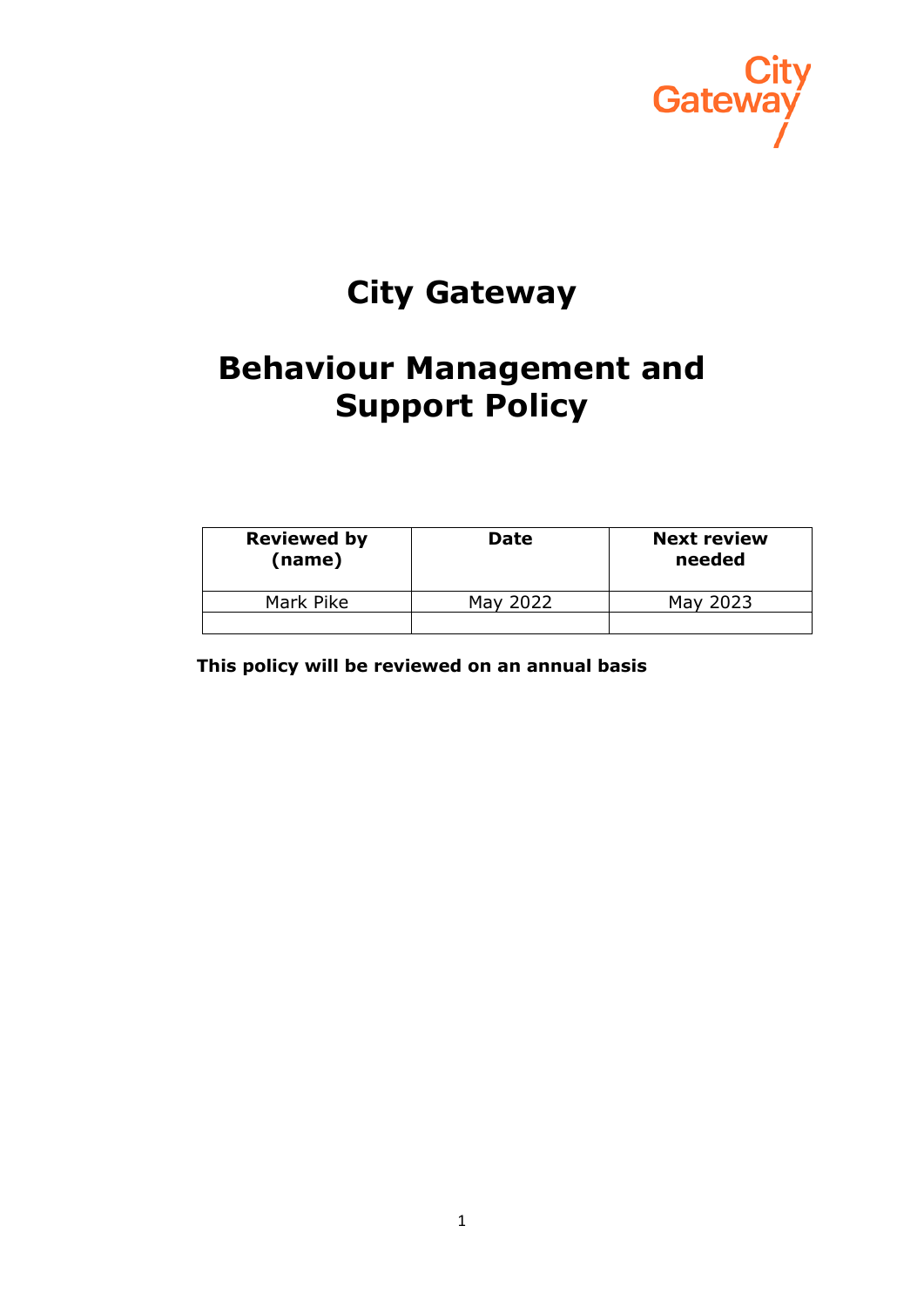City Gateway

# City Gateway

# Behaviour Management and Support Policy

| Reviewed by (name) | Date | Next review needed |
|---|---|---|
| Mark Pike | May 2022 | May 2023 |
| | | |

**This policy will be reviewed on an annual basis**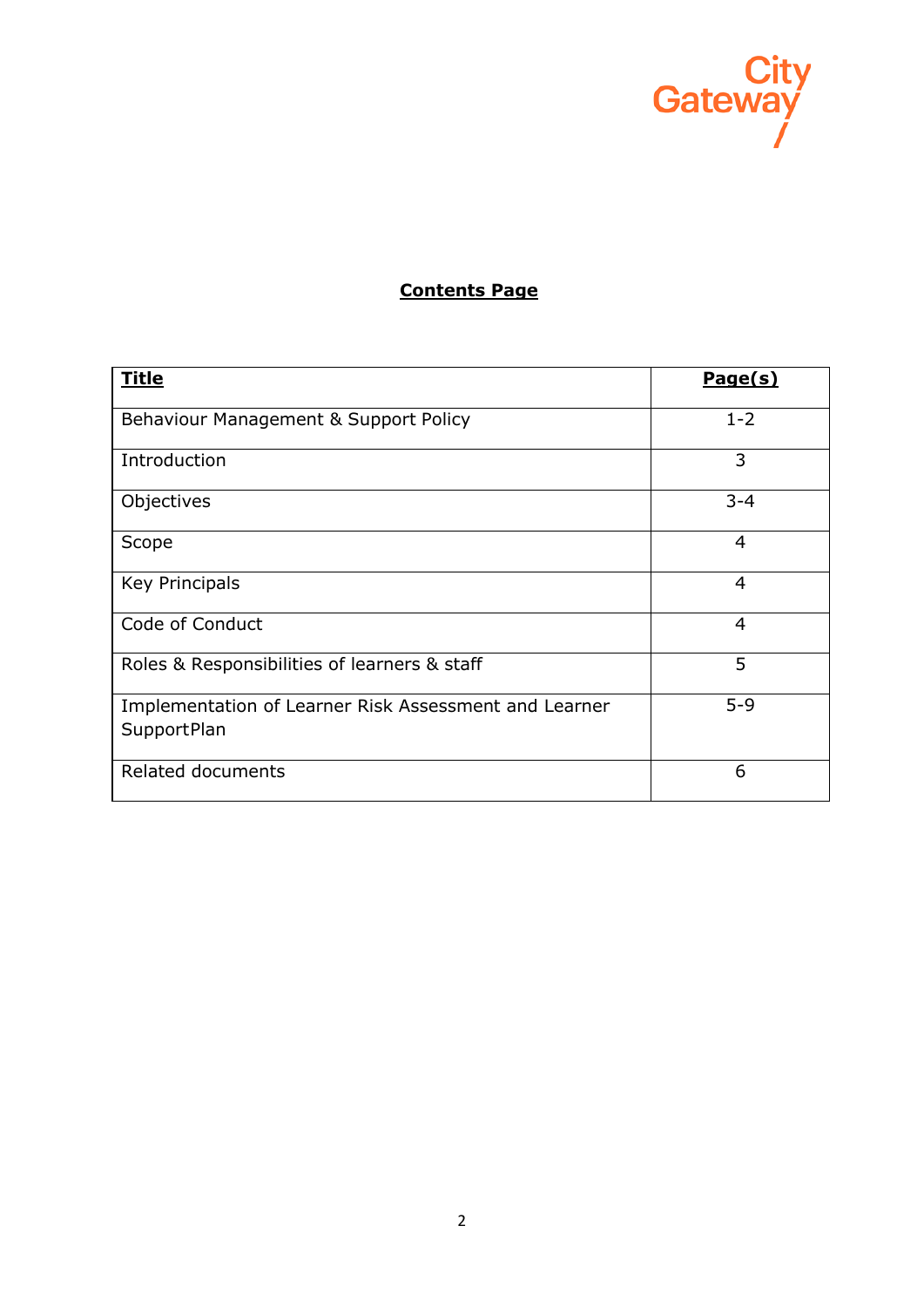## **Contents Page**

| **Title** | **Page(s)** |
|---|---|
| Behaviour Management & Support Policy | 1-2 |
| Introduction | 3 |
| Objectives | 3-4 |
| Scope | 4 |
| Key Principals | 4 |
| Code of Conduct | 4 |
| Roles & Responsibilities of learners & staff | 5 |
| Implementation of Learner Risk Assessment and Learner SupportPlan | 5-9 |
| Related documents | 6 |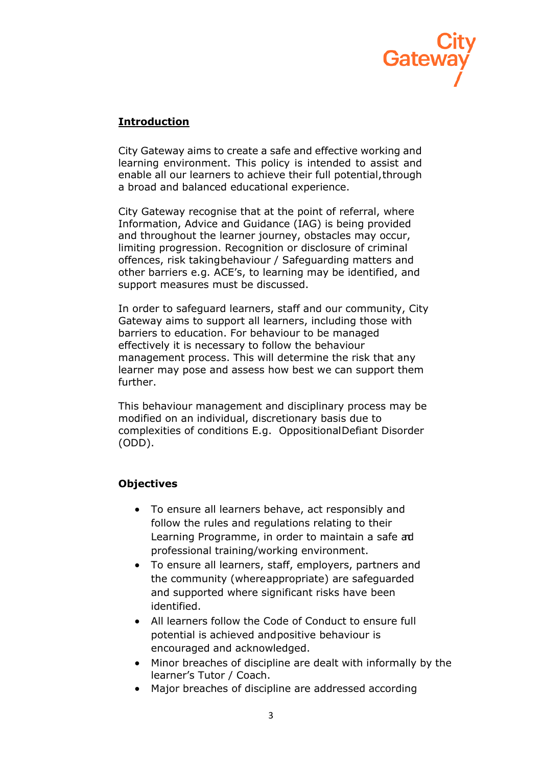**Introduction**

City Gateway aims to create a safe and effective working and learning environment. This policy is intended to assist and enable all our learners to achieve their full potential, through a broad and balanced educational experience.

City Gateway recognise that at the point of referral, where Information, Advice and Guidance (IAG) is being provided and throughout the learner journey, obstacles may occur, limiting progression. Recognition or disclosure of criminal offences, risk taking behaviour / Safeguarding matters and other barriers e.g. ACE's, to learning may be identified, and support measures must be discussed.

In order to safeguard learners, staff and our community, City Gateway aims to support all learners, including those with barriers to education. For behaviour to be managed effectively it is necessary to follow the behaviour management process. This will determine the risk that any learner may pose and assess how best we can support them further.

This behaviour management and disciplinary process may be modified on an individual, discretionary basis due to complexities of conditions E.g. Oppositional Defiant Disorder (ODD).

**Objectives**

- To ensure all learners behave, act responsibly and follow the rules and regulations relating to their Learning Programme, in order to maintain a safe and professional training/working environment.
- To ensure all learners, staff, employers, partners and the community (where appropriate) are safeguarded and supported where significant risks have been identified.
- All learners follow the Code of Conduct to ensure full potential is achieved and positive behaviour is encouraged and acknowledged.
- Minor breaches of discipline are dealt with informally by the learner's Tutor / Coach.
- Major breaches of discipline are addressed according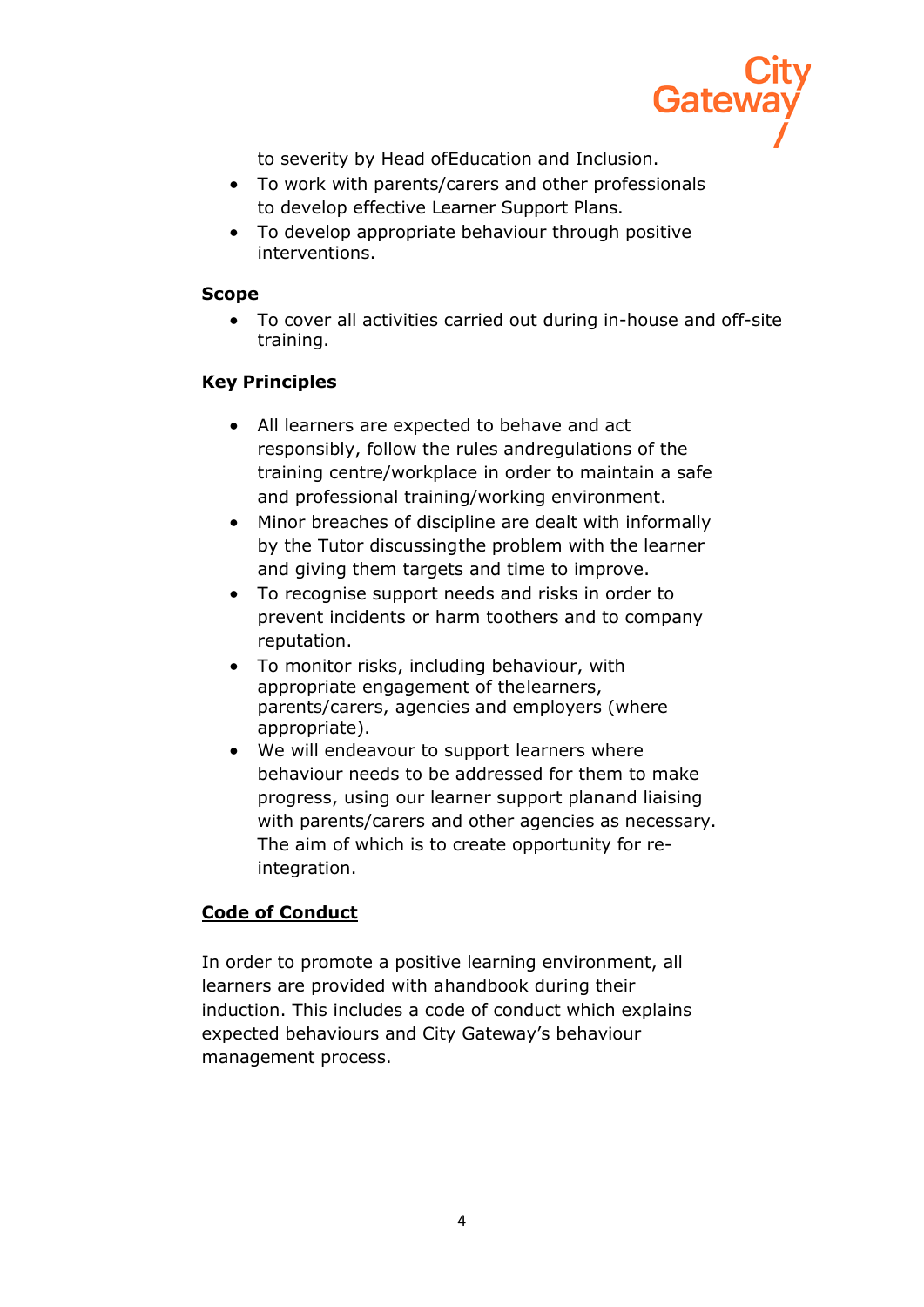to severity by Head ofEducation and Inclusion.
- To work with parents/carers and other professionals to develop effective Learner Support Plans.
- To develop appropriate behaviour through positive interventions.

**Scope**

- To cover all activities carried out during in-house and off-site training.

**Key Principles**

- All learners are expected to behave and act responsibly, follow the rules andregulations of the training centre/workplace in order to maintain a safe and professional training/working environment.
- Minor breaches of discipline are dealt with informally by the Tutor discussingthe problem with the learner and giving them targets and time to improve.
- To recognise support needs and risks in order to prevent incidents or harm toothers and to company reputation.
- To monitor risks, including behaviour, with appropriate engagement of thelearners, parents/carers, agencies and employers (where appropriate).
- We will endeavour to support learners where behaviour needs to be addressed for them to make progress, using our learner support planand liaising with parents/carers and other agencies as necessary. The aim of which is to create opportunity for re-integration.

## Code of Conduct

In order to promote a positive learning environment, all learners are provided with ahandbook during their induction. This includes a code of conduct which explains expected behaviours and City Gateway's behaviour management process.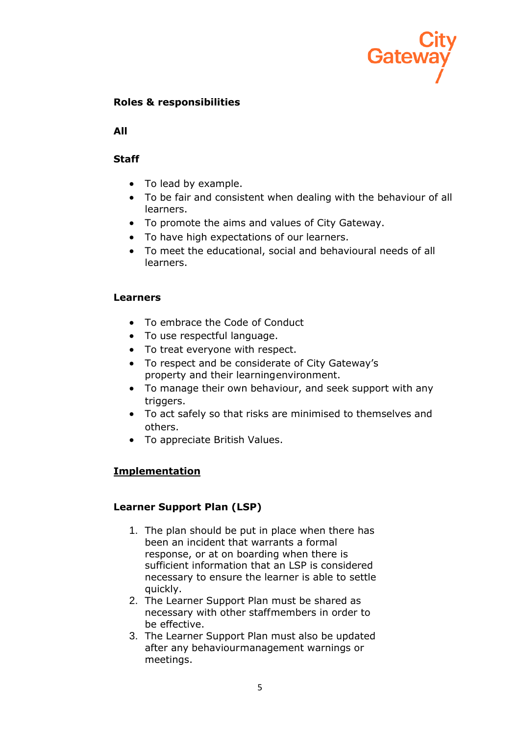**Roles & responsibilities**

**All**

**Staff**

- To lead by example.
- To be fair and consistent when dealing with the behaviour of all learners.
- To promote the aims and values of City Gateway.
- To have high expectations of our learners.
- To meet the educational, social and behavioural needs of all learners.

**Learners**

- To embrace the Code of Conduct
- To use respectful language.
- To treat everyone with respect.
- To respect and be considerate of City Gateway's property and their learningenvironment.
- To manage their own behaviour, and seek support with any triggers.
- To act safely so that risks are minimised to themselves and others.
- To appreciate British Values.

## <u>Implementation</u>

**Learner Support Plan (LSP)**

1. The plan should be put in place when there has been an incident that warrants a formal response, or at on boarding when there is sufficient information that an LSP is considered necessary to ensure the learner is able to settle quickly.
2. The Learner Support Plan must be shared as necessary with other staffmembers in order to be effective.
3. The Learner Support Plan must also be updated after any behaviourmanagement warnings or meetings.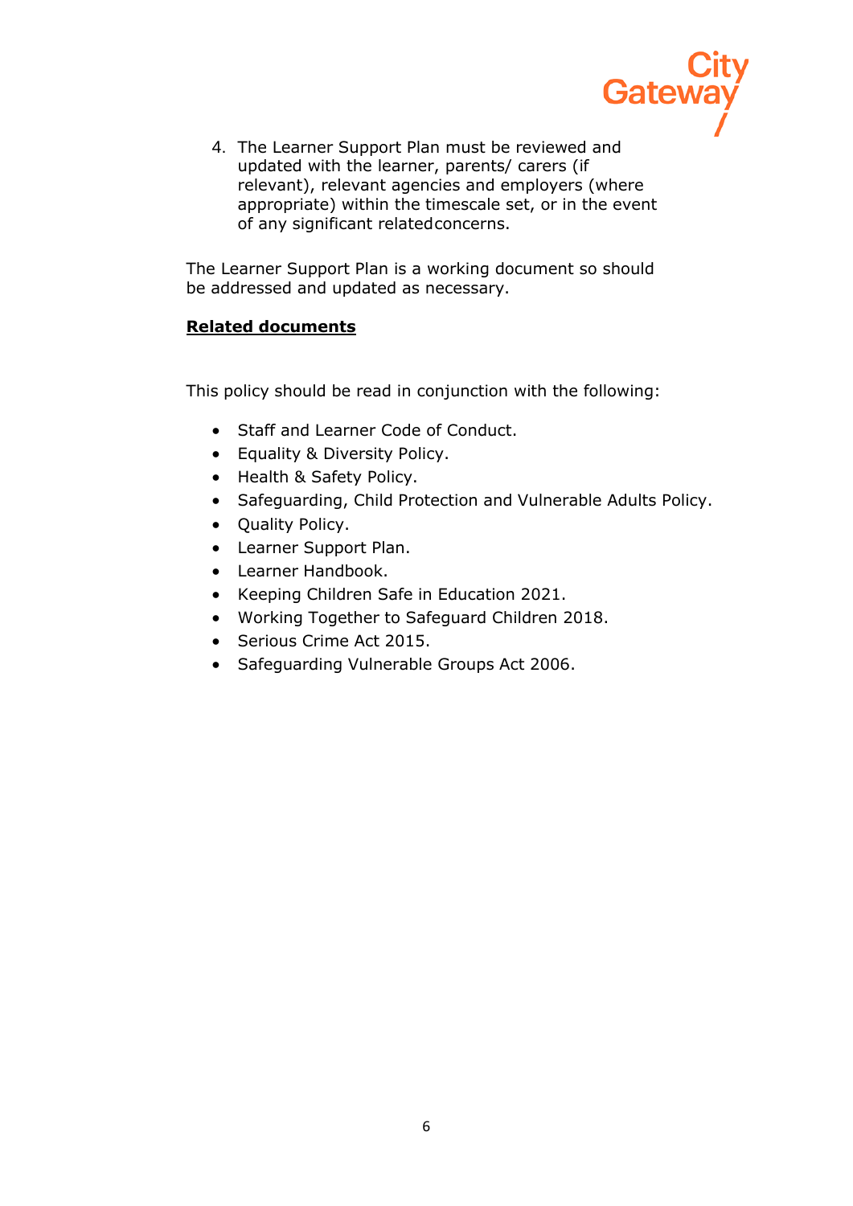4. The Learner Support Plan must be reviewed and updated with the learner, parents/ carers (if relevant), relevant agencies and employers (where appropriate) within the timescale set, or in the event of any significant related concerns.

The Learner Support Plan is a working document so should be addressed and updated as necessary.

**Related documents**

This policy should be read in conjunction with the following:

- Staff and Learner Code of Conduct.
- Equality & Diversity Policy.
- Health & Safety Policy.
- Safeguarding, Child Protection and Vulnerable Adults Policy.
- Quality Policy.
- Learner Support Plan.
- Learner Handbook.
- Keeping Children Safe in Education 2021.
- Working Together to Safeguard Children 2018.
- Serious Crime Act 2015.
- Safeguarding Vulnerable Groups Act 2006.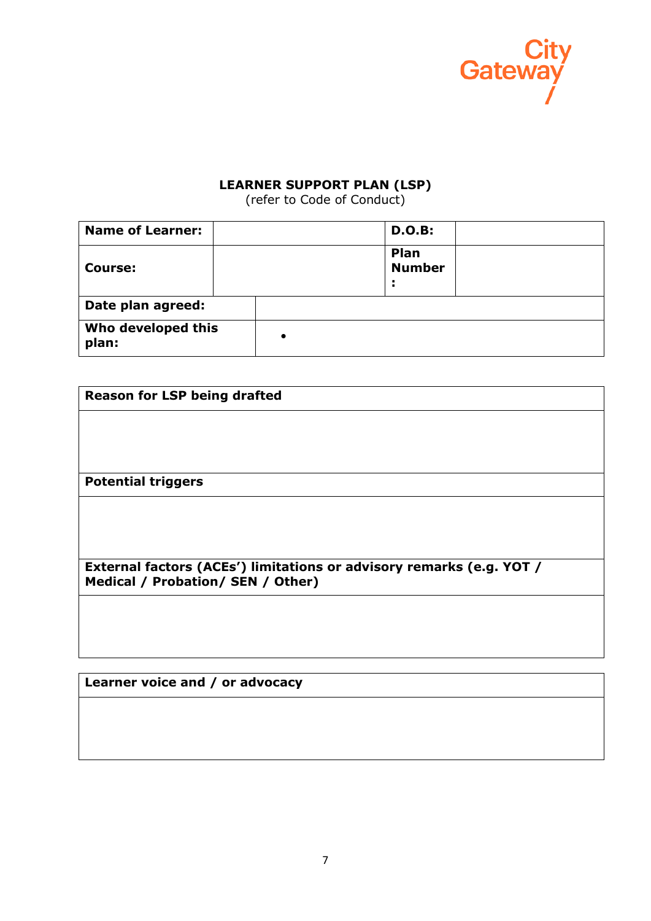City Gateway

**LEARNER SUPPORT PLAN (LSP)**
(refer to Code of Conduct)

| **Name of Learner:** | | **D.O.B:** | |
|---|---|---|---|
| **Course:** | | **Plan Number:** | |
| **Date plan agreed:** | | | |
| **Who developed this plan:** | • | | |

| **Reason for LSP being drafted** |
|---|
| |
| **Potential triggers** |
| |
| **External factors (ACEs') limitations or advisory remarks (e.g. YOT / Medical / Probation/ SEN / Other)** |
| |

| **Learner voice and / or advocacy** |
|---|
| |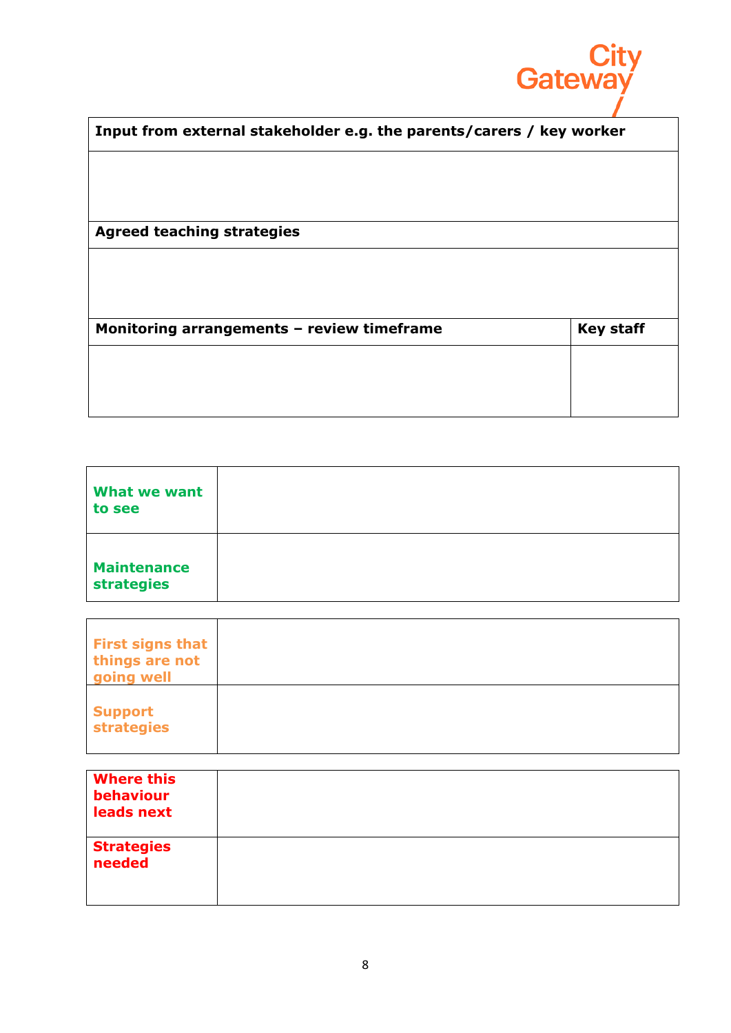| Input from external stakeholder e.g. the parents/carers / key worker | |
|---|---|
| | |
| **Agreed teaching strategies** | |
| | |
| **Monitoring arrangements – review timeframe** | **Key staff** |
| | |

| | |
|---|---|
| **What we want to see** | |
| **Maintenance strategies** | |

| | |
|---|---|
| **First signs that things are not going well** | |
| **Support strategies** | |

| | |
|---|---|
| **Where this behaviour leads next** | |
| **Strategies needed** | |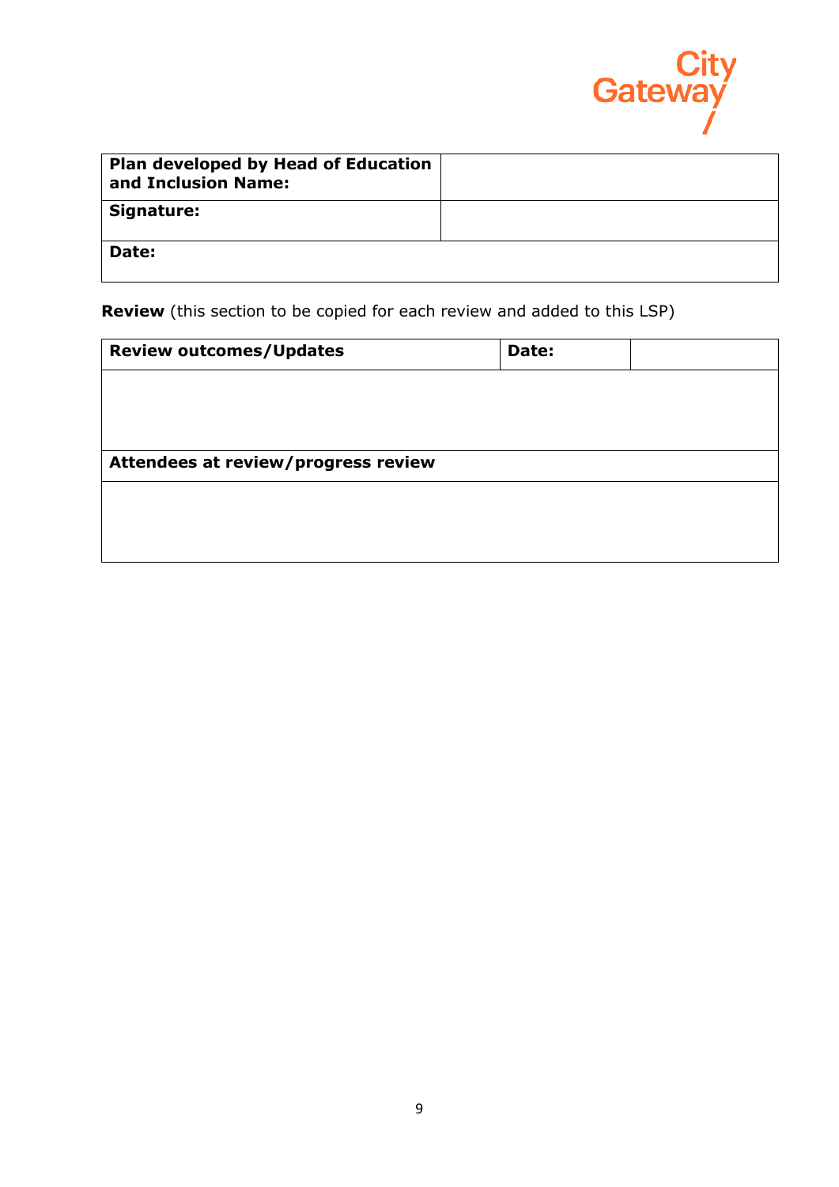| | |
|---|---|
| **Plan developed by Head of Education and Inclusion Name:** | |
| **Signature:** | |
| **Date:** | |

**Review** (this section to be copied for each review and added to this LSP)

| | | |
|---|---|---|
| **Review outcomes/Updates** | **Date:** | |
| | | |
| **Attendees at review/progress review** | | |
| | | |